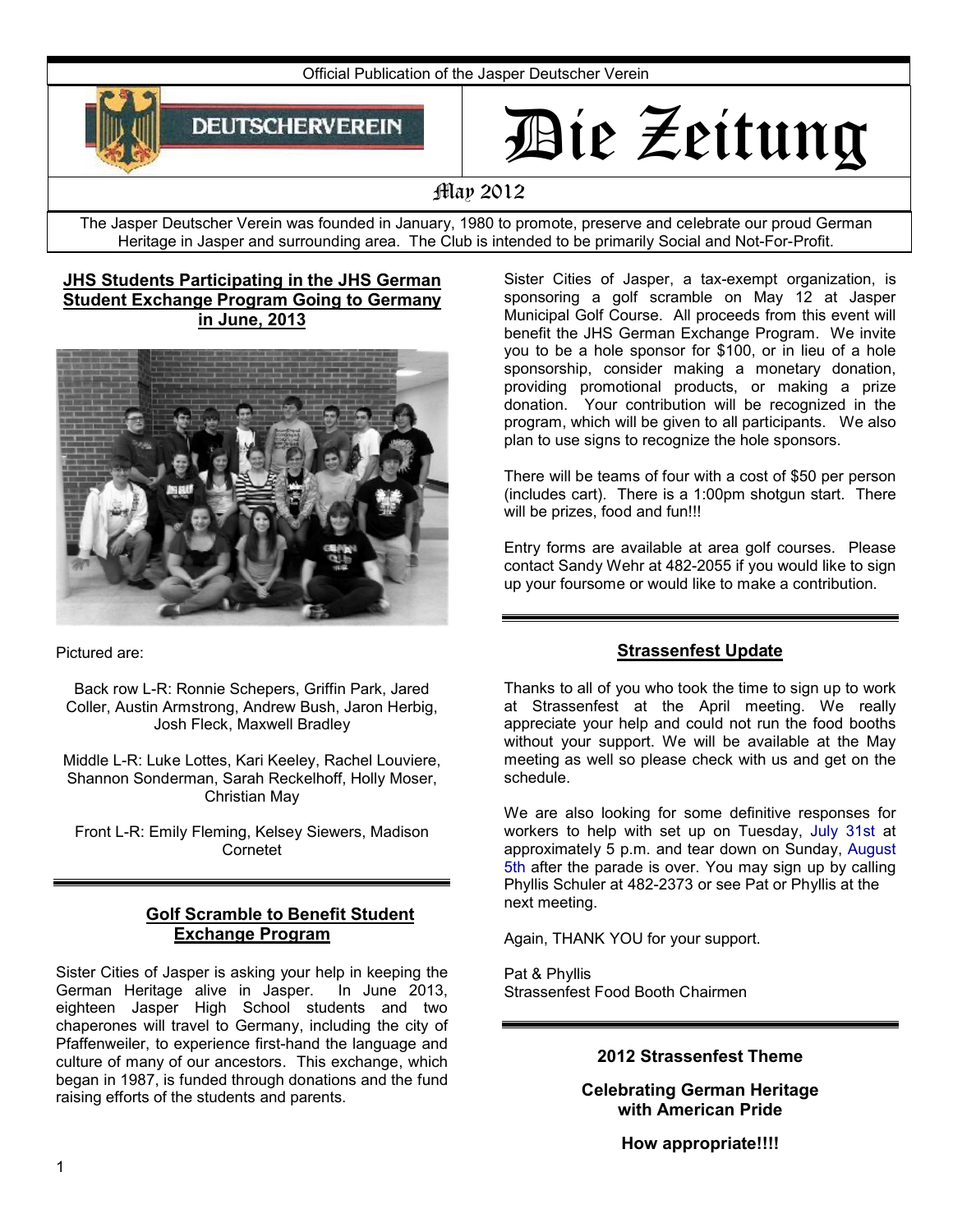Official Publication of the Jasper Deutscher Verein

DEUTSCHERVEREIN

# Die Zeitung

May 2012

The Jasper Deutscher Verein was founded in January, 1980 to promote, preserve and celebrate our proud German Heritage in Jasper and surrounding area. The Club is intended to be primarily Social and Not-For-Profit.

## JHS Students Participating in the JHS German Student Exchange Program Going to Germany in June, 2013

Pictured are:

Back row L-R: Ronnie Schepers, Griffin Park, Jared Coller, Austin Armstrong, Andrew Bush, Jaron Herbig, Josh Fleck, Maxwell Bradley

Middle L-R: Luke Lottes, Kari Keeley, Rachel Louviere, Shannon Sonderman, Sarah Reckelhoff, Holly Moser, Christian May

Front L-R: Emily Fleming, Kelsey Siewers, Madison Cornetet

## Golf Scramble to Benefit Student Exchange Program

Sister Cities of Jasper is asking your help in keeping the German Heritage alive in Jasper. In June 2013, eighteen Jasper High School students and two chaperones will travel to Germany, including the city of Pfaffenweiler, to experience first-hand the language and culture of many of our ancestors. This exchange, which began in 1987, is funded through donations and the fund raising efforts of the students and parents.

Sister Cities of Jasper, a tax-exempt organization, is sponsoring a golf scramble on May 12 at Jasper Municipal Golf Course. All proceeds from this event will benefit the JHS German Exchange Program. We invite you to be a hole sponsor for $100, or in lieu of a hole sponsorship, consider making a monetary donation, providing promotional products, or making a prize donation. Your contribution will be recognized in the program, which will be given to all participants. We also plan to use signs to recognize the hole sponsors.

There will be teams of four with a cost of $50 per person (includes cart). There is a 1:00pm shotgun start. There will be prizes, food and fun!!!

Entry forms are available at area golf courses. Please contact Sandy Wehr at 482-2055 if you would like to sign up your foursome or would like to make a contribution.

## Strassenfest Update

Thanks to all of you who took the time to sign up to work at Strassenfest at the April meeting. We really appreciate your help and could not run the food booths without your support. We will be available at the May meeting as well so please check with us and get on the schedule.

We are also looking for some definitive responses for workers to help with set up on Tuesday, July 31st at approximately 5 p.m. and tear down on Sunday, August 5th after the parade is over. You may sign up by calling Phyllis Schuler at 482-2373 or see Pat or Phyllis at the next meeting.

Again, THANK YOU for your support.

Pat & Phyllis
Strassenfest Food Booth Chairmen

**2012 Strassenfest Theme**

**Celebrating German Heritage with American Pride**

**How appropriate!!!!**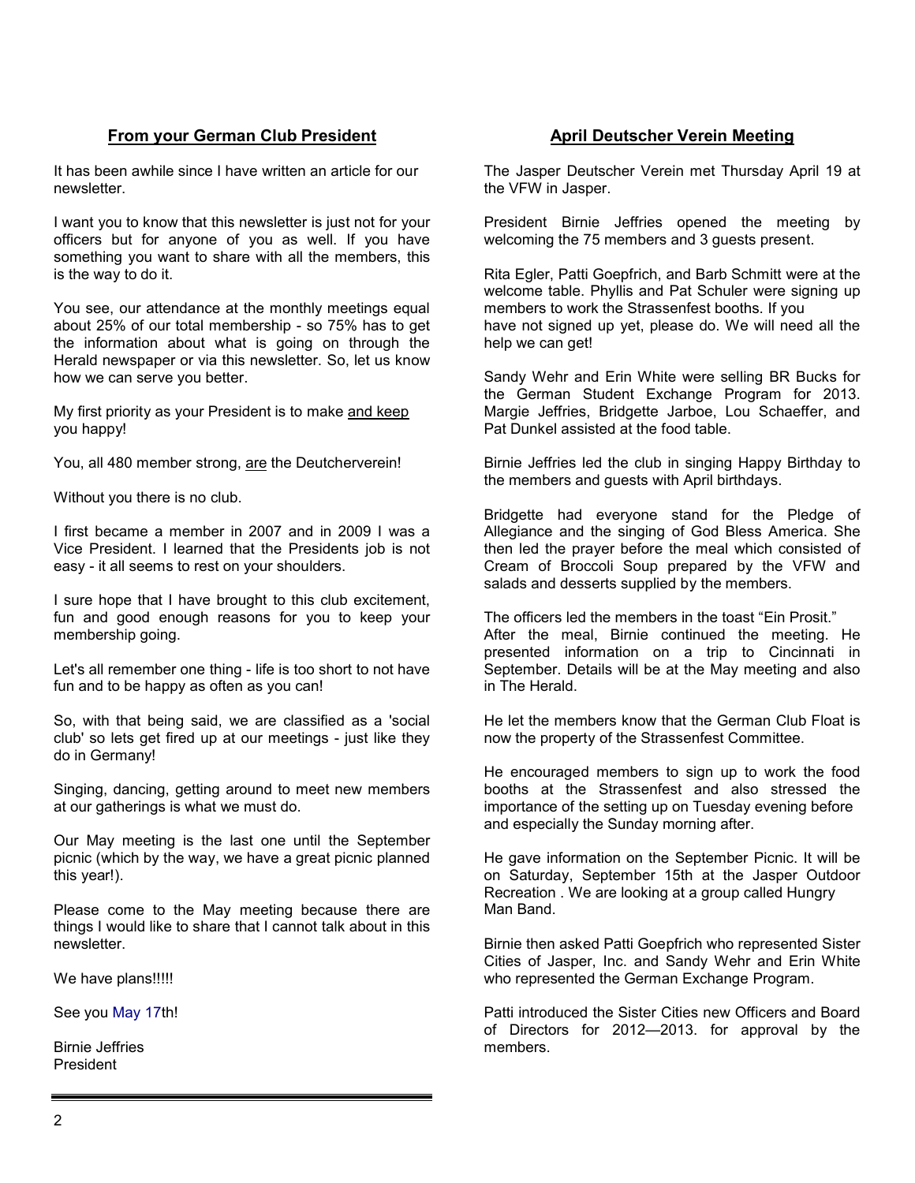## From your German Club President

It has been awhile since I have written an article for our newsletter.

I want you to know that this newsletter is just not for your officers but for anyone of you as well. If you have something you want to share with all the members, this is the way to do it.

You see, our attendance at the monthly meetings equal about 25% of our total membership - so 75% has to get the information about what is going on through the Herald newspaper or via this newsletter. So, let us know how we can serve you better.

My first priority as your President is to make and keep you happy!

You, all 480 member strong, are the Deutcherverein!

Without you there is no club.

I first became a member in 2007 and in 2009 I was a Vice President. I learned that the Presidents job is not easy - it all seems to rest on your shoulders.

I sure hope that I have brought to this club excitement, fun and good enough reasons for you to keep your membership going.

Let's all remember one thing - life is too short to not have fun and to be happy as often as you can!

So, with that being said, we are classified as a 'social club' so lets get fired up at our meetings - just like they do in Germany!

Singing, dancing, getting around to meet new members at our gatherings is what we must do.

Our May meeting is the last one until the September picnic (which by the way, we have a great picnic planned this year!).

Please come to the May meeting because there are things I would like to share that I cannot talk about in this newsletter.

We have plans!!!!!

See you May 17th!

Birnie Jeffries
President

## April Deutscher Verein Meeting

The Jasper Deutscher Verein met Thursday April 19 at the VFW in Jasper.

President Birnie Jeffries opened the meeting by welcoming the 75 members and 3 guests present.

Rita Egler, Patti Goepfrich, and Barb Schmitt were at the welcome table. Phyllis and Pat Schuler were signing up members to work the Strassenfest booths. If you have not signed up yet, please do. We will need all the help we can get!

Sandy Wehr and Erin White were selling BR Bucks for the German Student Exchange Program for 2013. Margie Jeffries, Bridgette Jarboe, Lou Schaeffer, and Pat Dunkel assisted at the food table.

Birnie Jeffries led the club in singing Happy Birthday to the members and guests with April birthdays.

Bridgette had everyone stand for the Pledge of Allegiance and the singing of God Bless America. She then led the prayer before the meal which consisted of Cream of Broccoli Soup prepared by the VFW and salads and desserts supplied by the members.

The officers led the members in the toast "Ein Prosit."

After the meal, Birnie continued the meeting. He presented information on a trip to Cincinnati in September. Details will be at the May meeting and also in The Herald.

He let the members know that the German Club Float is now the property of the Strassenfest Committee.

He encouraged members to sign up to work the food booths at the Strassenfest and also stressed the importance of the setting up on Tuesday evening before and especially the Sunday morning after.

He gave information on the September Picnic. It will be on Saturday, September 15th at the Jasper Outdoor Recreation . We are looking at a group called Hungry Man Band.

Birnie then asked Patti Goepfrich who represented Sister Cities of Jasper, Inc. and Sandy Wehr and Erin White who represented the German Exchange Program.

Patti introduced the Sister Cities new Officers and Board of Directors for 2012—2013. for approval by the members.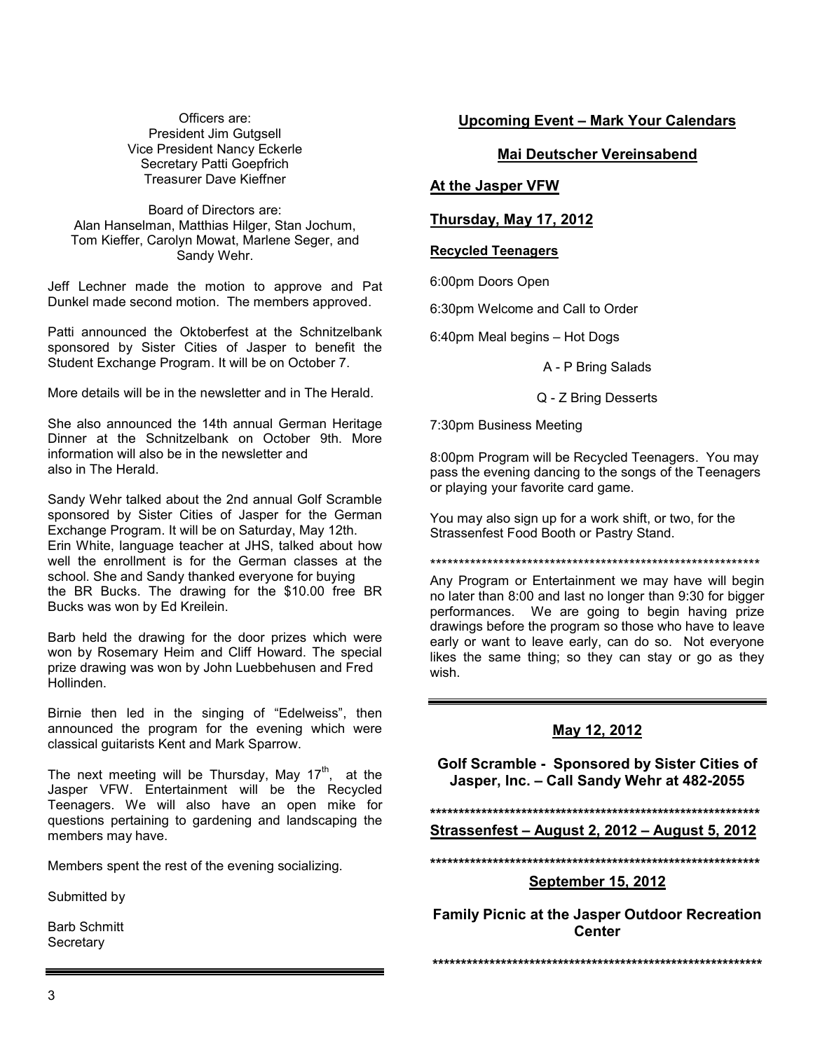Officers are:
President Jim Gutgsell
Vice President Nancy Eckerle
Secretary Patti Goepfrich
Treasurer Dave Kieffner

Board of Directors are:
Alan Hanselman, Matthias Hilger, Stan Jochum, Tom Kieffer, Carolyn Mowat, Marlene Seger, and Sandy Wehr.

Jeff Lechner made the motion to approve and Pat Dunkel made second motion. The members approved.

Patti announced the Oktoberfest at the Schnitzelbank sponsored by Sister Cities of Jasper to benefit the Student Exchange Program. It will be on October 7.

More details will be in the newsletter and in The Herald.

She also announced the 14th annual German Heritage Dinner at the Schnitzelbank on October 9th. More information will also be in the newsletter and also in The Herald.

Sandy Wehr talked about the 2nd annual Golf Scramble sponsored by Sister Cities of Jasper for the German Exchange Program. It will be on Saturday, May 12th. Erin White, language teacher at JHS, talked about how well the enrollment is for the German classes at the school. She and Sandy thanked everyone for buying the BR Bucks. The drawing for the $10.00 free BR Bucks was won by Ed Kreilein.

Barb held the drawing for the door prizes which were won by Rosemary Heim and Cliff Howard. The special prize drawing was won by John Luebbehusen and Fred Hollinden.

Birnie then led in the singing of "Edelweiss", then announced the program for the evening which were classical guitarists Kent and Mark Sparrow.

The next meeting will be Thursday, May 17th, at the Jasper VFW. Entertainment will be the Recycled Teenagers. We will also have an open mike for questions pertaining to gardening and landscaping the members may have.

Members spent the rest of the evening socializing.

Submitted by

Barb Schmitt
Secretary

## Upcoming Event – Mark Your Calendars

### Mai Deutscher Vereinsabend

**At the Jasper VFW**

**Thursday, May 17, 2012**

**Recycled Teenagers**

6:00pm Doors Open

6:30pm Welcome and Call to Order

6:40pm Meal begins – Hot Dogs

A - P Bring Salads

Q - Z Bring Desserts

7:30pm Business Meeting

8:00pm Program will be Recycled Teenagers. You may pass the evening dancing to the songs of the Teenagers or playing your favorite card game.

You may also sign up for a work shift, or two, for the Strassenfest Food Booth or Pastry Stand.

**************************************************************

Any Program or Entertainment we may have will begin no later than 8:00 and last no longer than 9:30 for bigger performances. We are going to begin having prize drawings before the program so those who have to leave early or want to leave early, can do so. Not everyone likes the same thing; so they can stay or go as they wish.

### May 12, 2012

**Golf Scramble - Sponsored by Sister Cities of Jasper, Inc. – Call Sandy Wehr at 482-2055**

**************************************************************

**Strassenfest – August 2, 2012 – August 5, 2012**

**************************************************************

### September 15, 2012

**Family Picnic at the Jasper Outdoor Recreation Center**

**************************************************************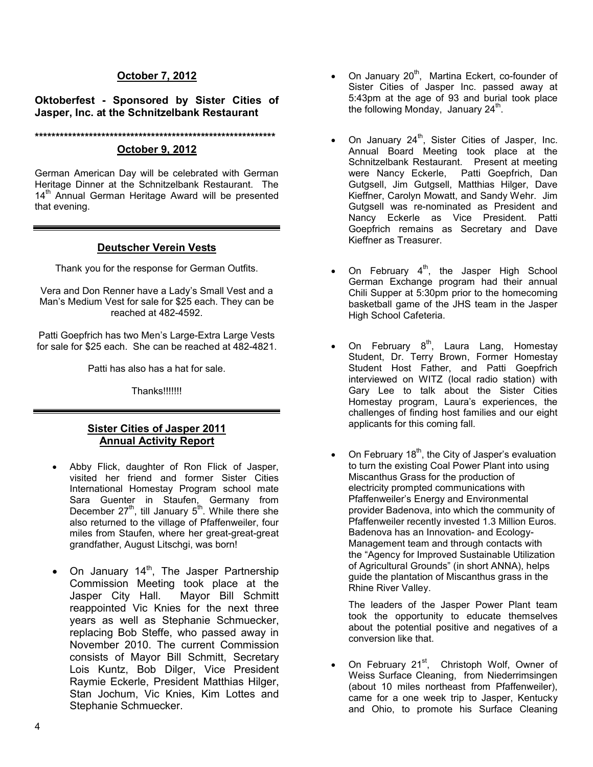## October 7, 2012

**Oktoberfest - Sponsored by Sister Cities of Jasper, Inc. at the Schnitzelbank Restaurant**

\*\*\*\*\*\*\*\*\*\*\*\*\*\*\*\*\*\*\*\*\*\*\*\*\*\*\*\*\*\*\*\*\*\*\*\*\*\*\*\*\*\*\*\*\*\*\*\*\*\*\*\*\*\*\*\*\*\*\*\*

## October 9, 2012

German American Day will be celebrated with German Heritage Dinner at the Schnitzelbank Restaurant. The 14th Annual German Heritage Award will be presented that evening.

---

## Deutscher Verein Vests

Thank you for the response for German Outfits.

Vera and Don Renner have a Lady's Small Vest and a Man's Medium Vest for sale for $25 each. They can be reached at 482-4592.

Patti Goepfrich has two Men's Large-Extra Large Vests for sale for $25 each. She can be reached at 482-4821.

Patti has also has a hat for sale.

Thanks!!!!!!

---

## Sister Cities of Jasper 2011 Annual Activity Report

- Abby Flick, daughter of Ron Flick of Jasper, visited her friend and former Sister Cities International Homestay Program school mate Sara Guenter in Staufen, Germany from December 27th, till January 5th. While there she also returned to the village of Pfaffenweiler, four miles from Staufen, where her great-great-great grandfather, August Litschgi, was born!

- On January 14th, The Jasper Partnership Commission Meeting took place at the Jasper City Hall. Mayor Bill Schmitt reappointed Vic Knies for the next three years as well as Stephanie Schmuecker, replacing Bob Steffe, who passed away in November 2010. The current Commission consists of Mayor Bill Schmitt, Secretary Lois Kuntz, Bob Dilger, Vice President Raymie Eckerle, President Matthias Hilger, Stan Jochum, Vic Knies, Kim Lottes and Stephanie Schmuecker.

- On January 20th, Martina Eckert, co-founder of Sister Cities of Jasper Inc. passed away at 5:43pm at the age of 93 and burial took place the following Monday, January 24th.

- On January 24th, Sister Cities of Jasper, Inc. Annual Board Meeting took place at the Schnitzelbank Restaurant. Present at meeting were Nancy Eckerle, Patti Goepfrich, Dan Gutgsell, Jim Gutgsell, Matthias Hilger, Dave Kieffner, Carolyn Mowatt, and Sandy Wehr. Jim Gutgsell was re-nominated as President and Nancy Eckerle as Vice President. Patti Goepfrich remains as Secretary and Dave Kieffner as Treasurer.

- On February 4th, the Jasper High School German Exchange program had their annual Chili Supper at 5:30pm prior to the homecoming basketball game of the JHS team in the Jasper High School Cafeteria.

- On February 8th, Laura Lang, Homestay Student, Dr. Terry Brown, Former Homestay Student Host Father, and Patti Goepfrich interviewed on WITZ (local radio station) with Gary Lee to talk about the Sister Cities Homestay program, Laura's experiences, the challenges of finding host families and our eight applicants for this coming fall.

- On February 18th, the City of Jasper's evaluation to turn the existing Coal Power Plant into using Miscanthus Grass for the production of electricity prompted communications with Pfaffenweiler's Energy and Environmental provider Badenova, into which the community of Pfaffenweiler recently invested 1.3 Million Euros. Badenova has an Innovation- and Ecology-Management team and through contacts with the "Agency for Improved Sustainable Utilization of Agricultural Grounds" (in short ANNA), helps guide the plantation of Miscanthus grass in the Rhine River Valley.

  The leaders of the Jasper Power Plant team took the opportunity to educate themselves about the potential positive and negatives of a conversion like that.

- On February 21st, Christoph Wolf, Owner of Weiss Surface Cleaning, from Niederrimsingen (about 10 miles northeast from Pfaffenweiler), came for a one week trip to Jasper, Kentucky and Ohio, to promote his Surface Cleaning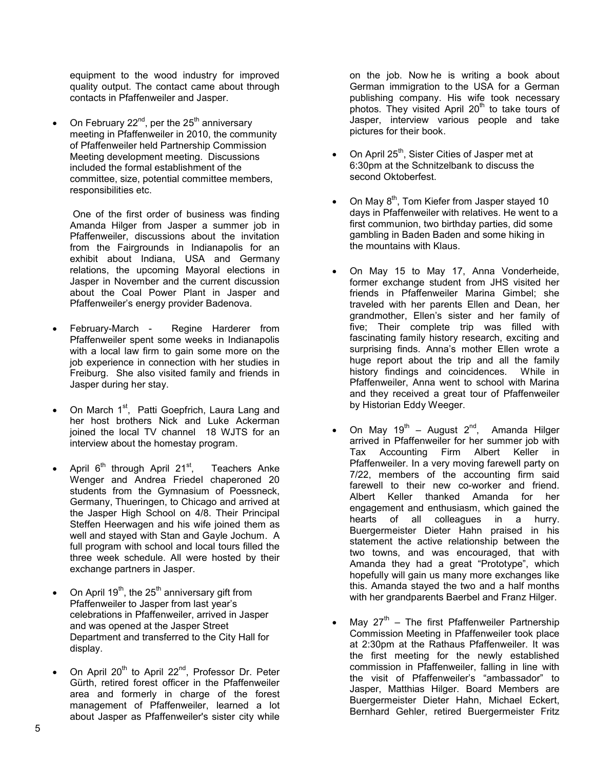equipment to the wood industry for improved quality output. The contact came about through contacts in Pfaffenweiler and Jasper.

- On February 22nd, per the 25th anniversary meeting in Pfaffenweiler in 2010, the community of Pfaffenweiler held Partnership Commission Meeting development meeting. Discussions included the formal establishment of the committee, size, potential committee members, responsibilities etc.

  One of the first order of business was finding Amanda Hilger from Jasper a summer job in Pfaffenweiler, discussions about the invitation from the Fairgrounds in Indianapolis for an exhibit about Indiana, USA and Germany relations, the upcoming Mayoral elections in Jasper in November and the current discussion about the Coal Power Plant in Jasper and Pfaffenweiler's energy provider Badenova.

- February-March - Regine Harderer from Pfaffenweiler spent some weeks in Indianapolis with a local law firm to gain some more on the job experience in connection with her studies in Freiburg. She also visited family and friends in Jasper during her stay.

- On March 1st, Patti Goepfrich, Laura Lang and her host brothers Nick and Luke Ackerman joined the local TV channel 18 WJTS for an interview about the homestay program.

- April 6th through April 21st, Teachers Anke Wenger and Andrea Friedel chaperoned 20 students from the Gymnasium of Poessneck, Germany, Thueringen, to Chicago and arrived at the Jasper High School on 4/8. Their Principal Steffen Heerwagen and his wife joined them as well and stayed with Stan and Gayle Jochum. A full program with school and local tours filled the three week schedule. All were hosted by their exchange partners in Jasper.

- On April 19th, the 25th anniversary gift from Pfaffenweiler to Jasper from last year's celebrations in Pfaffenweiler, arrived in Jasper and was opened at the Jasper Street Department and transferred to the City Hall for display.

- On April 20th to April 22nd, Professor Dr. Peter Gürth, retired forest officer in the Pfaffenweiler area and formerly in charge of the forest management of Pfaffenweiler, learned a lot about Jasper as Pfaffenweiler's sister city while on the job. Now he is writing a book about German immigration to the USA for a German publishing company. His wife took necessary photos. They visited April 20th to take tours of Jasper, interview various people and take pictures for their book.

- On April 25th, Sister Cities of Jasper met at 6:30pm at the Schnitzelbank to discuss the second Oktoberfest.

- On May 8th, Tom Kiefer from Jasper stayed 10 days in Pfaffenweiler with relatives. He went to a first communion, two birthday parties, did some gambling in Baden Baden and some hiking in the mountains with Klaus.

- On May 15 to May 17, Anna Vonderheide, former exchange student from JHS visited her friends in Pfaffenweiler Marina Gimbel; she traveled with her parents Ellen and Dean, her grandmother, Ellen's sister and her family of five; Their complete trip was filled with fascinating family history research, exciting and surprising finds. Anna's mother Ellen wrote a huge report about the trip and all the family history findings and coincidences. While in Pfaffenweiler, Anna went to school with Marina and they received a great tour of Pfaffenweiler by Historian Eddy Weeger.

- On May 19th – August 2nd, Amanda Hilger arrived in Pfaffenweiler for her summer job with Tax Accounting Firm Albert Keller in Pfaffenweiler. In a very moving farewell party on 7/22, members of the accounting firm said farewell to their new co-worker and friend. Albert Keller thanked Amanda for her engagement and enthusiasm, which gained the hearts of all colleagues in a hurry. Buergermeister Dieter Hahn praised in his statement the active relationship between the two towns, and was encouraged, that with Amanda they had a great "Prototype", which hopefully will gain us many more exchanges like this. Amanda stayed the two and a half months with her grandparents Baerbel and Franz Hilger.

- May 27th – The first Pfaffenweiler Partnership Commission Meeting in Pfaffenweiler took place at 2:30pm at the Rathaus Pfaffenweiler. It was the first meeting for the newly established commission in Pfaffenweiler, falling in line with the visit of Pfaffenweiler's "ambassador" to Jasper, Matthias Hilger. Board Members are Buergermeister Dieter Hahn, Michael Eckert, Bernhard Gehler, retired Buergermeister Fritz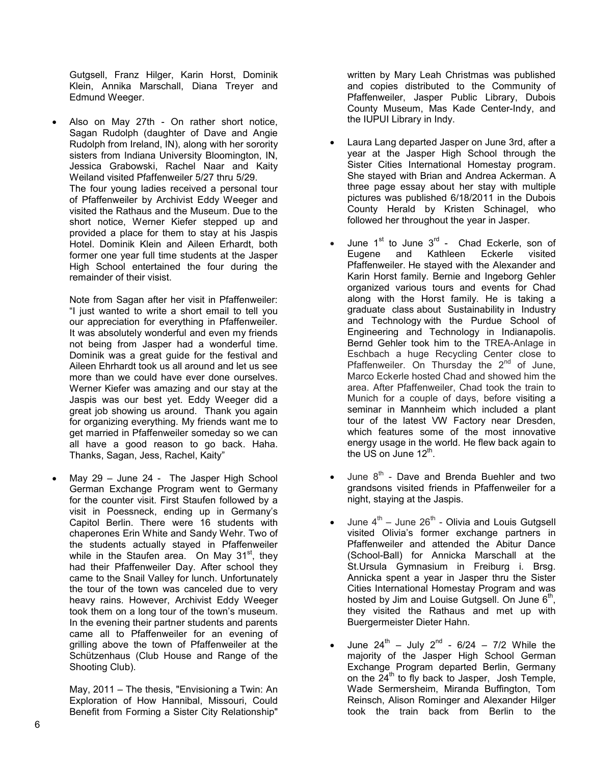Gutgsell, Franz Hilger, Karin Horst, Dominik Klein, Annika Marschall, Diana Treyer and Edmund Weeger.

- Also on May 27th - On rather short notice, Sagan Rudolph (daughter of Dave and Angie Rudolph from Ireland, IN), along with her sorority sisters from Indiana University Bloomington, IN, Jessica Grabowski, Rachel Naar and Kaity Weiland visited Pfaffenweiler 5/27 thru 5/29.
  The four young ladies received a personal tour of Pfaffenweiler by Archivist Eddy Weeger and visited the Rathaus and the Museum. Due to the short notice, Werner Kiefer stepped up and provided a place for them to stay at his Jaspis Hotel. Dominik Klein and Aileen Erhardt, both former one year full time students at the Jasper High School entertained the four during the remainder of their visist.

  Note from Sagan after her visit in Pfaffenweiler: "I just wanted to write a short email to tell you our appreciation for everything in Pfaffenweiler. It was absolutely wonderful and even my friends not being from Jasper had a wonderful time. Dominik was a great guide for the festival and Aileen Ehrhardt took us all around and let us see more than we could have ever done ourselves. Werner Kiefer was amazing and our stay at the Jaspis was our best yet. Eddy Weeger did a great job showing us around. Thank you again for organizing everything. My friends want me to get married in Pfaffenweiler someday so we can all have a good reason to go back. Haha. Thanks, Sagan, Jess, Rachel, Kaity"

- May 29 – June 24 - The Jasper High School German Exchange Program went to Germany for the counter visit. First Staufen followed by a visit in Poessneck, ending up in Germany's Capitol Berlin. There were 16 students with chaperones Erin White and Sandy Wehr. Two of the students actually stayed in Pfaffenweiler while in the Staufen area. On May 31st, they had their Pfaffenweiler Day. After school they came to the Snail Valley for lunch. Unfortunately the tour of the town was canceled due to very heavy rains. However, Archivist Eddy Weeger took them on a long tour of the town's museum. In the evening their partner students and parents came all to Pfaffenweiler for an evening of grilling above the town of Pfaffenweiler at the Schützenhaus (Club House and Range of the Shooting Club).

  May, 2011 – The thesis, "Envisioning a Twin: An Exploration of How Hannibal, Missouri, Could Benefit from Forming a Sister City Relationship" written by Mary Leah Christmas was published and copies distributed to the Community of Pfaffenweiler, Jasper Public Library, Dubois County Museum, Mas Kade Center-Indy, and the IUPUI Library in Indy.

- Laura Lang departed Jasper on June 3rd, after a year at the Jasper High School through the Sister Cities International Homestay program. She stayed with Brian and Andrea Ackerman. A three page essay about her stay with multiple pictures was published 6/18/2011 in the Dubois County Herald by Kristen Schinagel, who followed her throughout the year in Jasper.

- June 1st to June 3rd - Chad Eckerle, son of Eugene and Kathleen Eckerle visited Pfaffenweiler. He stayed with the Alexander and Karin Horst family. Bernie and Ingeborg Gehler organized various tours and events for Chad along with the Horst family. He is taking a graduate class about Sustainability in Industry and Technology with the Purdue School of Engineering and Technology in Indianapolis. Bernd Gehler took him to the TREA-Anlage in Eschbach a huge Recycling Center close to Pfaffenweiler. On Thursday the 2nd of June, Marco Eckerle hosted Chad and showed him the area. After Pfaffenweiler, Chad took the train to Munich for a couple of days, before visiting a seminar in Mannheim which included a plant tour of the latest VW Factory near Dresden, which features some of the most innovative energy usage in the world. He flew back again to the US on June 12th.

- June 8th - Dave and Brenda Buehler and two grandsons visited friends in Pfaffenweiler for a night, staying at the Jaspis.

- June 4th – June 26th - Olivia and Louis Gutgsell visited Olivia's former exchange partners in Pfaffenweiler and attended the Abitur Dance (School-Ball) for Annicka Marschall at the St.Ursula Gymnasium in Freiburg i. Brsg. Annicka spent a year in Jasper thru the Sister Cities International Homestay Program and was hosted by Jim and Louise Gutgsell. On June 6th, they visited the Rathaus and met up with Buergermeister Dieter Hahn.

- June 24th – July 2nd - 6/24 – 7/2 While the majority of the Jasper High School German Exchange Program departed Berlin, Germany on the 24th to fly back to Jasper, Josh Temple, Wade Sermersheim, Miranda Buffington, Tom Reinsch, Alison Rominger and Alexander Hilger took the train back from Berlin to the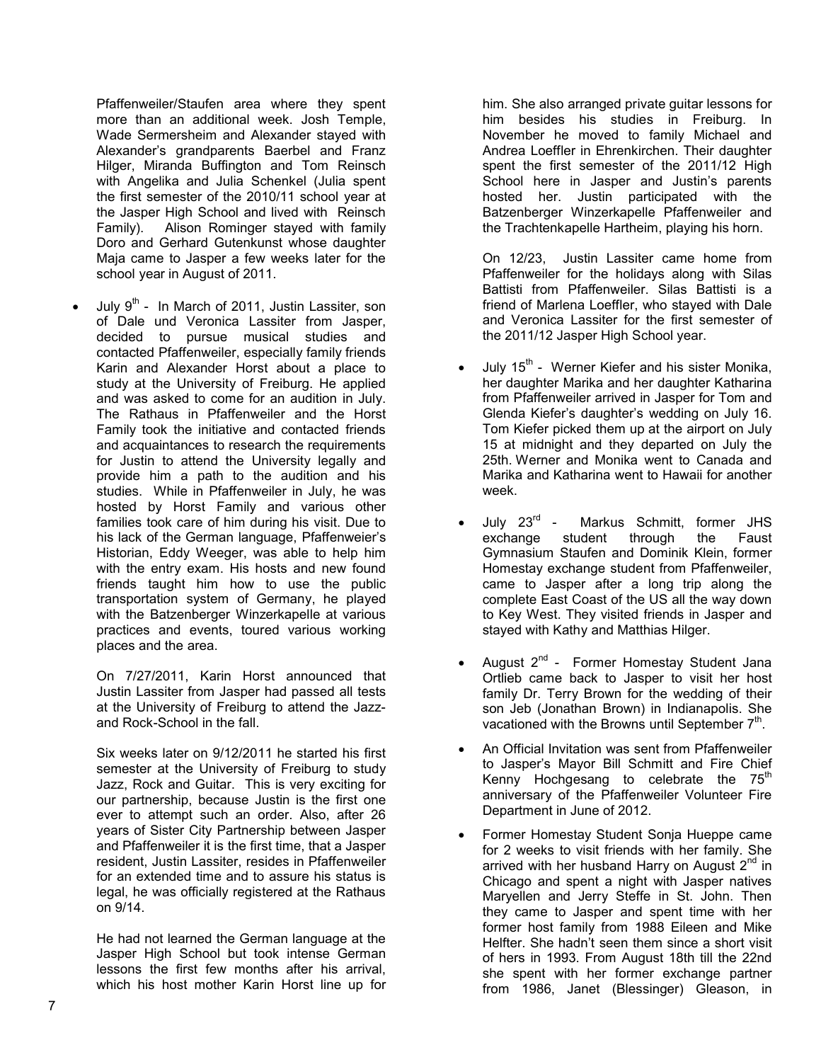Pfaffenweiler/Staufen area where they spent more than an additional week. Josh Temple, Wade Sermersheim and Alexander stayed with Alexander's grandparents Baerbel and Franz Hilger, Miranda Buffington and Tom Reinsch with Angelika and Julia Schenkel (Julia spent the first semester of the 2010/11 school year at the Jasper High School and lived with Reinsch Family). Alison Rominger stayed with family Doro and Gerhard Gutenkunst whose daughter Maja came to Jasper a few weeks later for the school year in August of 2011.

- July 9th - In March of 2011, Justin Lassiter, son of Dale und Veronica Lassiter from Jasper, decided to pursue musical studies and contacted Pfaffenweiler, especially family friends Karin and Alexander Horst about a place to study at the University of Freiburg. He applied and was asked to come for an audition in July. The Rathaus in Pfaffenweiler and the Horst Family took the initiative and contacted friends and acquaintances to research the requirements for Justin to attend the University legally and provide him a path to the audition and his studies. While in Pfaffenweiler in July, he was hosted by Horst Family and various other families took care of him during his visit. Due to his lack of the German language, Pfaffenweier's Historian, Eddy Weeger, was able to help him with the entry exam. His hosts and new found friends taught him how to use the public transportation system of Germany, he played with the Batzenberger Winzerkapelle at various practices and events, toured various working places and the area.

  On 7/27/2011, Karin Horst announced that Justin Lassiter from Jasper had passed all tests at the University of Freiburg to attend the Jazz- and Rock-School in the fall.

  Six weeks later on 9/12/2011 he started his first semester at the University of Freiburg to study Jazz, Rock and Guitar. This is very exciting for our partnership, because Justin is the first one ever to attempt such an order. Also, after 26 years of Sister City Partnership between Jasper and Pfaffenweiler it is the first time, that a Jasper resident, Justin Lassiter, resides in Pfaffenweiler for an extended time and to assure his status is legal, he was officially registered at the Rathaus on 9/14.

  He had not learned the German language at the Jasper High School but took intense German lessons the first few months after his arrival, which his host mother Karin Horst line up for him. She also arranged private guitar lessons for him besides his studies in Freiburg. In November he moved to family Michael and Andrea Loeffler in Ehrenkirchen. Their daughter spent the first semester of the 2011/12 High School here in Jasper and Justin's parents hosted her. Justin participated with the Batzenberger Winzerkapelle Pfaffenweiler and the Trachtenkapelle Hartheim, playing his horn.

  On 12/23, Justin Lassiter came home from Pfaffenweiler for the holidays along with Silas Battisti from Pfaffenweiler. Silas Battisti is a friend of Marlena Loeffler, who stayed with Dale and Veronica Lassiter for the first semester of the 2011/12 Jasper High School year.

- July 15th - Werner Kiefer and his sister Monika, her daughter Marika and her daughter Katharina from Pfaffenweiler arrived in Jasper for Tom and Glenda Kiefer's daughter's wedding on July 16. Tom Kiefer picked them up at the airport on July 15 at midnight and they departed on July the 25th. Werner and Monika went to Canada and Marika and Katharina went to Hawaii for another week.

- July 23rd - Markus Schmitt, former JHS exchange student through the Faust Gymnasium Staufen and Dominik Klein, former Homestay exchange student from Pfaffenweiler, came to Jasper after a long trip along the complete East Coast of the US all the way down to Key West. They visited friends in Jasper and stayed with Kathy and Matthias Hilger.

- August 2nd - Former Homestay Student Jana Ortlieb came back to Jasper to visit her host family Dr. Terry Brown for the wedding of their son Jeb (Jonathan Brown) in Indianapolis. She vacationed with the Browns until September 7th.

- An Official Invitation was sent from Pfaffenweiler to Jasper's Mayor Bill Schmitt and Fire Chief Kenny Hochgesang to celebrate the 75th anniversary of the Pfaffenweiler Volunteer Fire Department in June of 2012.

- Former Homestay Student Sonja Hueppe came for 2 weeks to visit friends with her family. She arrived with her husband Harry on August 2nd in Chicago and spent a night with Jasper natives Maryellen and Jerry Steffe in St. John. Then they came to Jasper and spent time with her former host family from 1988 Eileen and Mike Helfter. She hadn't seen them since a short visit of hers in 1993. From August 18th till the 22nd she spent with her former exchange partner from 1986, Janet (Blessinger) Gleason, in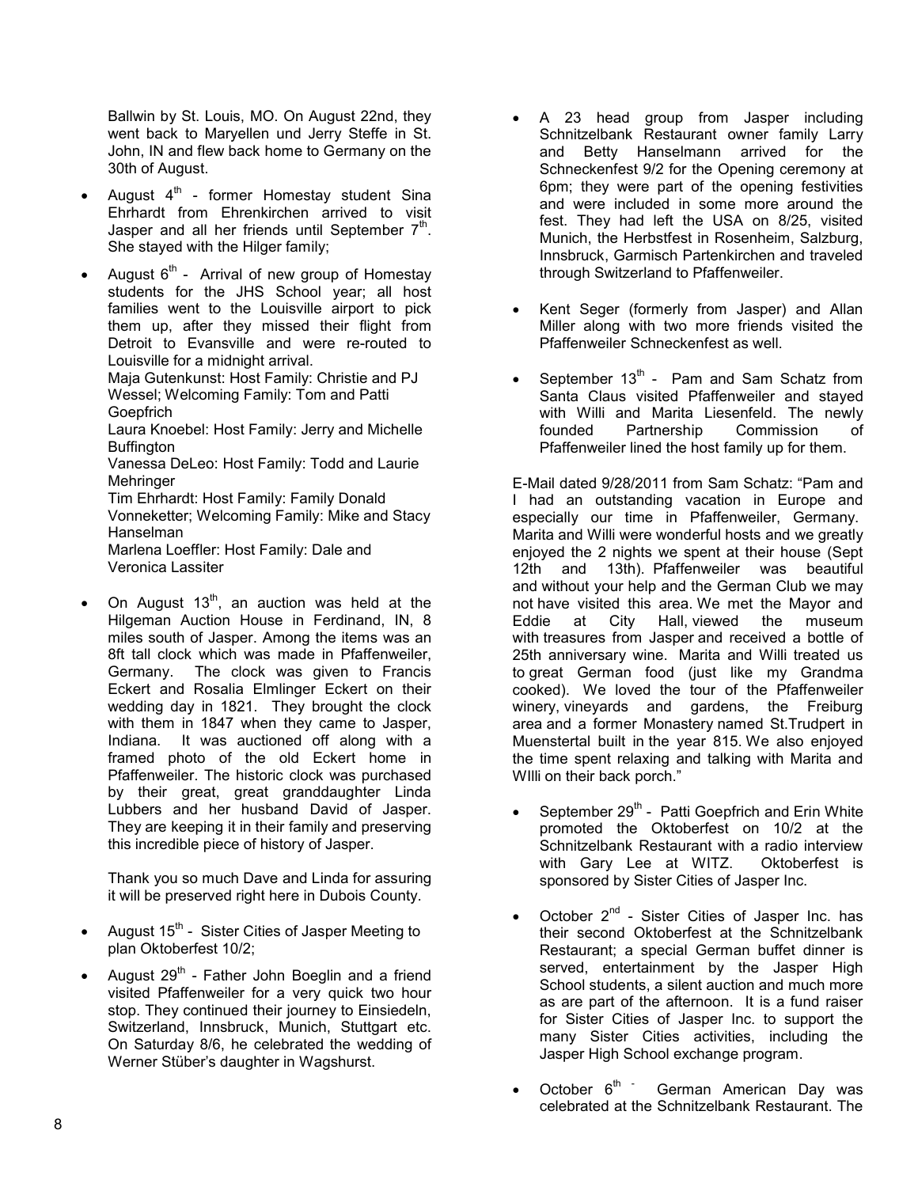Ballwin by St. Louis, MO. On August 22nd, they went back to Maryellen und Jerry Steffe in St. John, IN and flew back home to Germany on the 30th of August.

- August 4th - former Homestay student Sina Ehrhardt from Ehrenkirchen arrived to visit Jasper and all her friends until September 7th. She stayed with the Hilger family;
- August 6th - Arrival of new group of Homestay students for the JHS School year; all host families went to the Louisville airport to pick them up, after they missed their flight from Detroit to Evansville and were re-routed to Louisville for a midnight arrival.
  Maja Gutenkunst: Host Family: Christie and PJ Wessel; Welcoming Family: Tom and Patti Goepfrich
  Laura Knoebel: Host Family: Jerry and Michelle Buffington
  Vanessa DeLeo: Host Family: Todd and Laurie Mehringer
  Tim Ehrhardt: Host Family: Family Donald Vonneketter; Welcoming Family: Mike and Stacy Hanselman
  Marlena Loeffler: Host Family: Dale and Veronica Lassiter
- On August 13th, an auction was held at the Hilgeman Auction House in Ferdinand, IN, 8 miles south of Jasper. Among the items was an 8ft tall clock which was made in Pfaffenweiler, Germany. The clock was given to Francis Eckert and Rosalia Elmlinger Eckert on their wedding day in 1821. They brought the clock with them in 1847 when they came to Jasper, Indiana. It was auctioned off along with a framed photo of the old Eckert home in Pfaffenweiler. The historic clock was purchased by their great, great granddaughter Linda Lubbers and her husband David of Jasper. They are keeping it in their family and preserving this incredible piece of history of Jasper.

  Thank you so much Dave and Linda for assuring it will be preserved right here in Dubois County.
- August 15th - Sister Cities of Jasper Meeting to plan Oktoberfest 10/2;
- August 29th - Father John Boeglin and a friend visited Pfaffenweiler for a very quick two hour stop. They continued their journey to Einsiedeln, Switzerland, Innsbruck, Munich, Stuttgart etc. On Saturday 8/6, he celebrated the wedding of Werner Stüber's daughter in Wagshurst.
- A 23 head group from Jasper including Schnitzelbank Restaurant owner family Larry and Betty Hanselmann arrived for the Schneckenfest 9/2 for the Opening ceremony at 6pm; they were part of the opening festivities and were included in some more around the fest. They had left the USA on 8/25, visited Munich, the Herbstfest in Rosenheim, Salzburg, Innsbruck, Garmisch Partenkirchen and traveled through Switzerland to Pfaffenweiler.
- Kent Seger (formerly from Jasper) and Allan Miller along with two more friends visited the Pfaffenweiler Schneckenfest as well.
- September 13th - Pam and Sam Schatz from Santa Claus visited Pfaffenweiler and stayed with Willi and Marita Liesenfeld. The newly founded Partnership Commission of Pfaffenweiler lined the host family up for them.

E-Mail dated 9/28/2011 from Sam Schatz: "Pam and I had an outstanding vacation in Europe and especially our time in Pfaffenweiler, Germany. Marita and Willi were wonderful hosts and we greatly enjoyed the 2 nights we spent at their house (Sept 12th and 13th). Pfaffenweiler was beautiful and without your help and the German Club we may not have visited this area. We met the Mayor and Eddie at City Hall, viewed the museum with treasures from Jasper and received a bottle of 25th anniversary wine. Marita and Willi treated us to great German food (just like my Grandma cooked). We loved the tour of the Pfaffenweiler winery, vineyards and gardens, the Freiburg area and a former Monastery named St.Trudpert in Muenstertal built in the year 815. We also enjoyed the time spent relaxing and talking with Marita and WIlli on their back porch."

- September 29th - Patti Goepfrich and Erin White promoted the Oktoberfest on 10/2 at the Schnitzelbank Restaurant with a radio interview with Gary Lee at WITZ. Oktoberfest is sponsored by Sister Cities of Jasper Inc.
- October 2nd - Sister Cities of Jasper Inc. has their second Oktoberfest at the Schnitzelbank Restaurant; a special German buffet dinner is served, entertainment by the Jasper High School students, a silent auction and much more as are part of the afternoon. It is a fund raiser for Sister Cities of Jasper Inc. to support the many Sister Cities activities, including the Jasper High School exchange program.
- October 6th - German American Day was celebrated at the Schnitzelbank Restaurant. The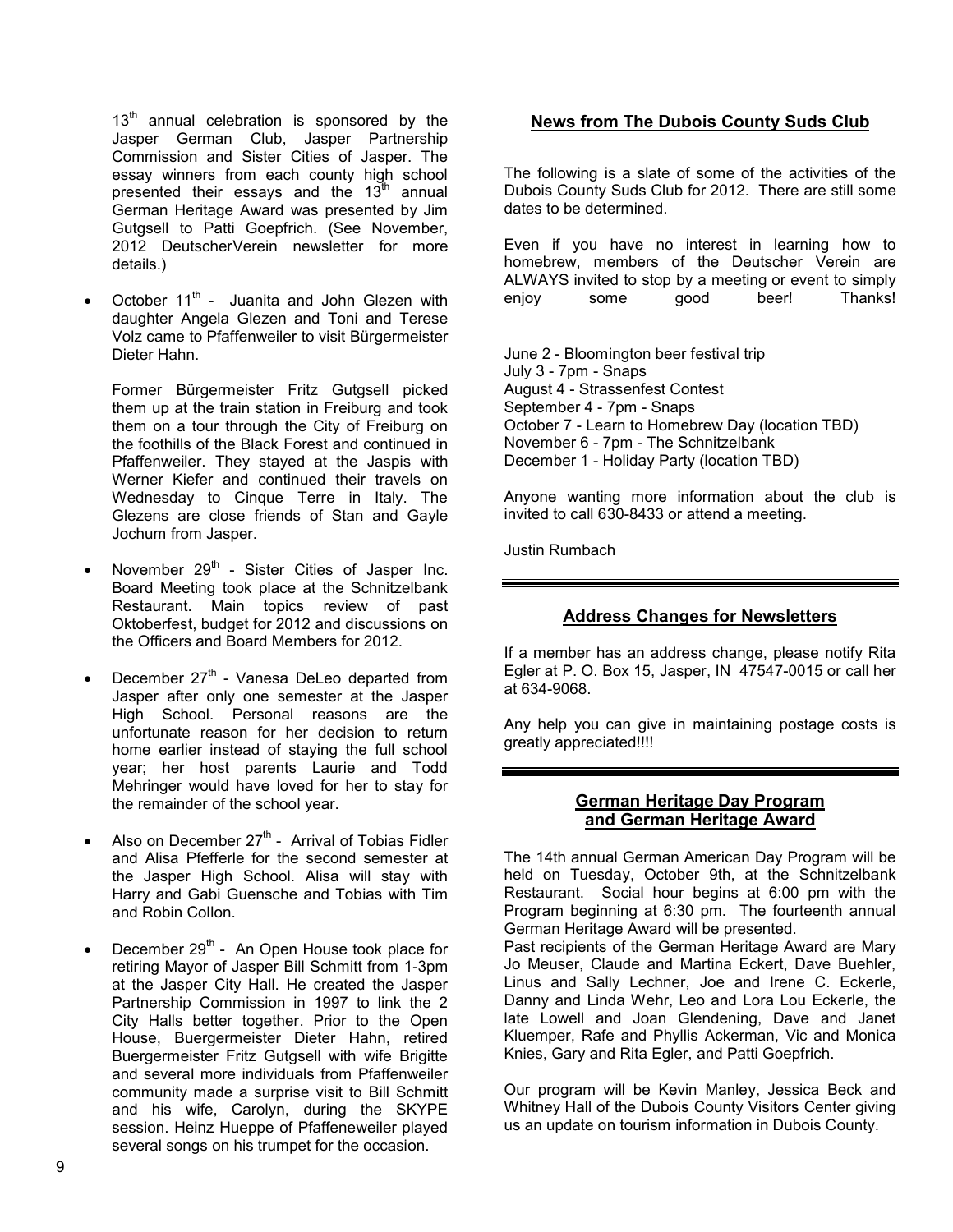13th annual celebration is sponsored by the Jasper German Club, Jasper Partnership Commission and Sister Cities of Jasper. The essay winners from each county high school presented their essays and the 13th annual German Heritage Award was presented by Jim Gutgsell to Patti Goepfrich. (See November, 2012 DeutscherVerein newsletter for more details.)

- October 11th - Juanita and John Glezen with daughter Angela Glezen and Toni and Terese Volz came to Pfaffenweiler to visit Bürgermeister Dieter Hahn.

  Former Bürgermeister Fritz Gutgsell picked them up at the train station in Freiburg and took them on a tour through the City of Freiburg on the foothills of the Black Forest and continued in Pfaffenweiler. They stayed at the Jaspis with Werner Kiefer and continued their travels on Wednesday to Cinque Terre in Italy. The Glezens are close friends of Stan and Gayle Jochum from Jasper.

- November 29th - Sister Cities of Jasper Inc. Board Meeting took place at the Schnitzelbank Restaurant. Main topics review of past Oktoberfest, budget for 2012 and discussions on the Officers and Board Members for 2012.

- December 27th - Vanesa DeLeo departed from Jasper after only one semester at the Jasper High School. Personal reasons are the unfortunate reason for her decision to return home earlier instead of staying the full school year; her host parents Laurie and Todd Mehringer would have loved for her to stay for the remainder of the school year.

- Also on December 27th - Arrival of Tobias Fidler and Alisa Pfefferle for the second semester at the Jasper High School. Alisa will stay with Harry and Gabi Guensche and Tobias with Tim and Robin Collon.

- December 29th - An Open House took place for retiring Mayor of Jasper Bill Schmitt from 1-3pm at the Jasper City Hall. He created the Jasper Partnership Commission in 1997 to link the 2 City Halls better together. Prior to the Open House, Buergermeister Dieter Hahn, retired Buergermeister Fritz Gutgsell with wife Brigitte and several more individuals from Pfaffenweiler community made a surprise visit to Bill Schmitt and his wife, Carolyn, during the SKYPE session. Heinz Hueppe of Pfaffeneweiler played several songs on his trumpet for the occasion.

## News from The Dubois County Suds Club

The following is a slate of some of the activities of the Dubois County Suds Club for 2012. There are still some dates to be determined.

Even if you have no interest in learning how to homebrew, members of the Deutscher Verein are ALWAYS invited to stop by a meeting or event to simply enjoy some good beer! Thanks!

June 2 - Bloomington beer festival trip
July 3 - 7pm - Snaps
August 4 - Strassenfest Contest
September 4 - 7pm - Snaps
October 7 - Learn to Homebrew Day (location TBD)
November 6 - 7pm - The Schnitzelbank
December 1 - Holiday Party (location TBD)

Anyone wanting more information about the club is invited to call 630-8433 or attend a meeting.

Justin Rumbach

## Address Changes for Newsletters

If a member has an address change, please notify Rita Egler at P. O. Box 15, Jasper, IN 47547-0015 or call her at 634-9068.

Any help you can give in maintaining postage costs is greatly appreciated!!!!

## German Heritage Day Program and German Heritage Award

The 14th annual German American Day Program will be held on Tuesday, October 9th, at the Schnitzelbank Restaurant. Social hour begins at 6:00 pm with the Program beginning at 6:30 pm. The fourteenth annual German Heritage Award will be presented.

Past recipients of the German Heritage Award are Mary Jo Meuser, Claude and Martina Eckert, Dave Buehler, Linus and Sally Lechner, Joe and Irene C. Eckerle, Danny and Linda Wehr, Leo and Lora Lou Eckerle, the late Lowell and Joan Glendening, Dave and Janet Kluemper, Rafe and Phyllis Ackerman, Vic and Monica Knies, Gary and Rita Egler, and Patti Goepfrich.

Our program will be Kevin Manley, Jessica Beck and Whitney Hall of the Dubois County Visitors Center giving us an update on tourism information in Dubois County.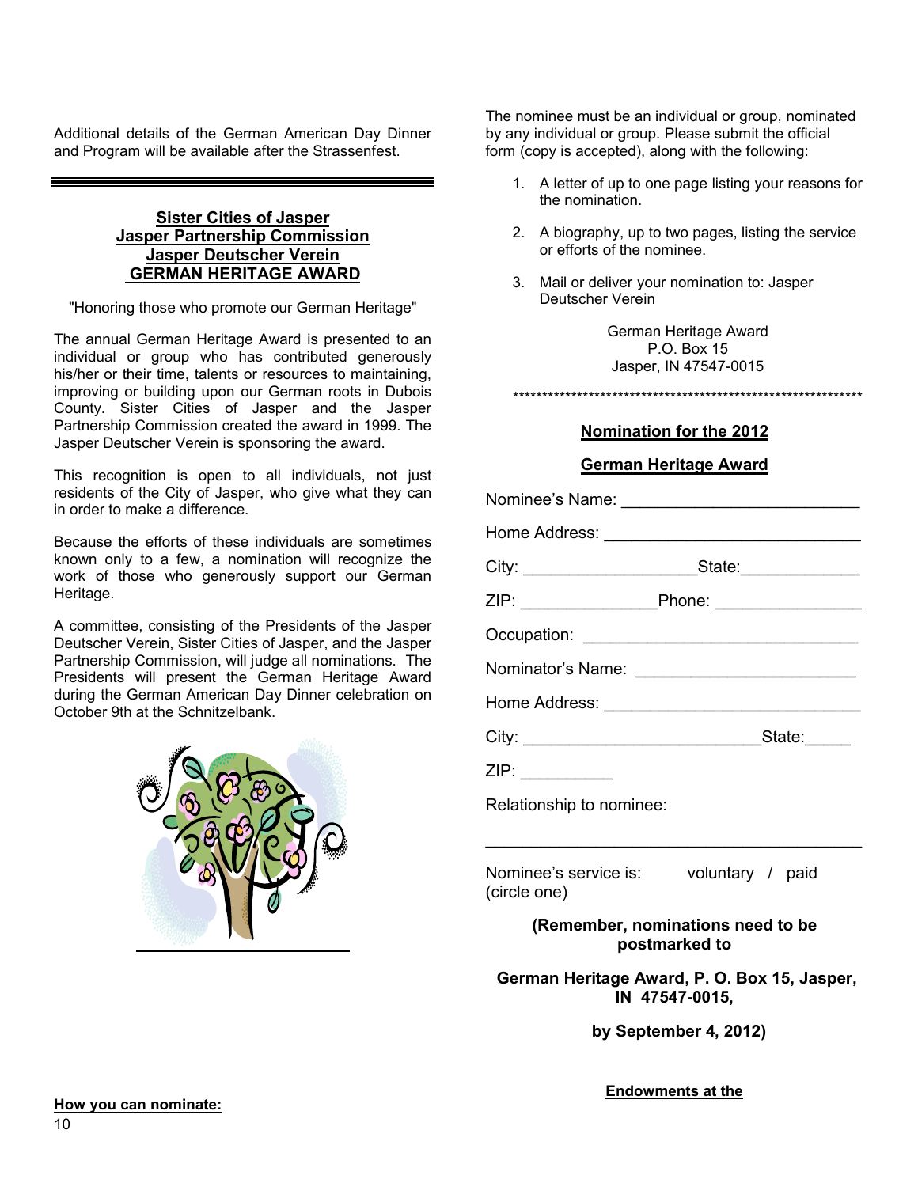Additional details of the German American Day Dinner and Program will be available after the Strassenfest.

---

## Sister Cities of Jasper
## Jasper Partnership Commission
## Jasper Deutscher Verein
## GERMAN HERITAGE AWARD

"Honoring those who promote our German Heritage"

The annual German Heritage Award is presented to an individual or group who has contributed generously his/her or their time, talents or resources to maintaining, improving or building upon our German roots in Dubois County. Sister Cities of Jasper and the Jasper Partnership Commission created the award in 1999. The Jasper Deutscher Verein is sponsoring the award.

This recognition is open to all individuals, not just residents of the City of Jasper, who give what they can in order to make a difference.

Because the efforts of these individuals are sometimes known only to a few, a nomination will recognize the work of those who generously support our German Heritage.

A committee, consisting of the Presidents of the Jasper Deutscher Verein, Sister Cities of Jasper, and the Jasper Partnership Commission, will judge all nominations. The Presidents will present the German Heritage Award during the German American Day Dinner celebration on October 9th at the Schnitzelbank.

**How you can nominate:**

The nominee must be an individual or group, nominated by any individual or group. Please submit the official form (copy is accepted), along with the following:

1. A letter of up to one page listing your reasons for the nomination.
2. A biography, up to two pages, listing the service or efforts of the nominee.
3. Mail or deliver your nomination to: Jasper Deutscher Verein

German Heritage Award
P.O. Box 15
Jasper, IN 47547-0015

**************************************************************

### Nomination for the 2012

### German Heritage Award

Nominee's Name: ________________________

Home Address: ___________________________

City: __________________State:_____________

ZIP: _______________Phone: ________________

Occupation: ____________________________

Nominator's Name: _______________________

Home Address: ___________________________

City: _________________________State:_____

ZIP: __________

Relationship to nominee:

_________________________________________

Nominee's service is: voluntary / paid
(circle one)

**(Remember, nominations need to be postmarked to**

**German Heritage Award, P. O. Box 15, Jasper, IN 47547-0015,**

**by September 4, 2012)**

**Endowments at the**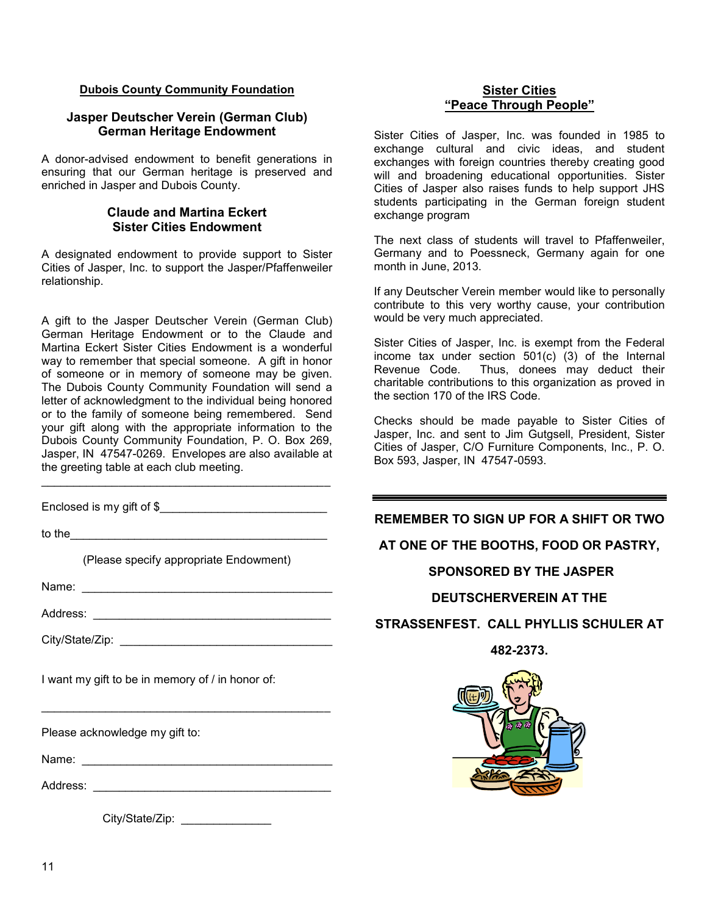**Dubois County Community Foundation**

### Jasper Deutscher Verein (German Club) German Heritage Endowment

A donor-advised endowment to benefit generations in ensuring that our German heritage is preserved and enriched in Jasper and Dubois County.

### Claude and Martina Eckert Sister Cities Endowment

A designated endowment to provide support to Sister Cities of Jasper, Inc. to support the Jasper/Pfaffenweiler relationship.

A gift to the Jasper Deutscher Verein (German Club) German Heritage Endowment or to the Claude and Martina Eckert Sister Cities Endowment is a wonderful way to remember that special someone. A gift in honor of someone or in memory of someone may be given. The Dubois County Community Foundation will send a letter of acknowledgment to the individual being honored or to the family of someone being remembered. Send your gift along with the appropriate information to the Dubois County Community Foundation, P. O. Box 269, Jasper, IN 47547-0269. Envelopes are also available at the greeting table at each club meeting.

---

Enclosed is my gift of $__________________________

to the________________________________________

(Please specify appropriate Endowment)

Name: ______________________________________

Address: ____________________________________

City/State/Zip: ________________________________

I want my gift to be in memory of / in honor of:

______________________________________________

Please acknowledge my gift to:

Name: ______________________________________

Address: ____________________________________

City/State/Zip: ______________

## Sister Cities "Peace Through People"

Sister Cities of Jasper, Inc. was founded in 1985 to exchange cultural and civic ideas, and student exchanges with foreign countries thereby creating good will and broadening educational opportunities. Sister Cities of Jasper also raises funds to help support JHS students participating in the German foreign student exchange program

The next class of students will travel to Pfaffenweiler, Germany and to Poessneck, Germany again for one month in June, 2013.

If any Deutscher Verein member would like to personally contribute to this very worthy cause, your contribution would be very much appreciated.

Sister Cities of Jasper, Inc. is exempt from the Federal income tax under section 501(c) (3) of the Internal Revenue Code. Thus, donees may deduct their charitable contributions to this organization as proved in the section 170 of the IRS Code.

Checks should be made payable to Sister Cities of Jasper, Inc. and sent to Jim Gutgsell, President, Sister Cities of Jasper, C/O Furniture Components, Inc., P. O. Box 593, Jasper, IN 47547-0593.

---

**REMEMBER TO SIGN UP FOR A SHIFT OR TWO AT ONE OF THE BOOTHS, FOOD OR PASTRY, SPONSORED BY THE JASPER DEUTSCHERVEREIN AT THE STRASSENFEST. CALL PHYLLIS SCHULER AT 482-2373.**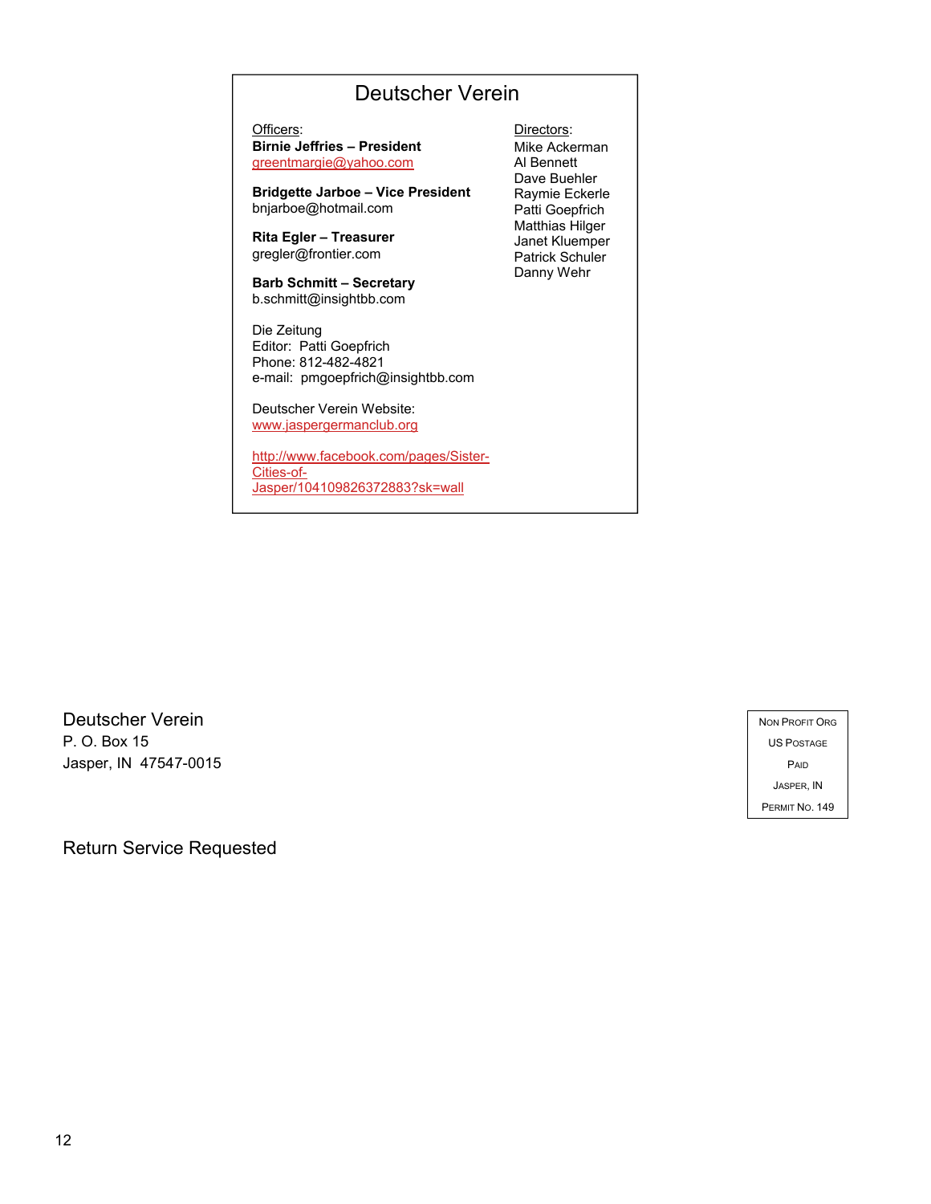# Deutscher Verein

Officers:

**Birnie Jeffries – President**
greentmargie@yahoo.com

**Bridgette Jarboe – Vice President**
bnjarboe@hotmail.com

**Rita Egler – Treasurer**
gregler@frontier.com

**Barb Schmitt – Secretary**
b.schmitt@insightbb.com

Die Zeitung
Editor: Patti Goepfrich
Phone: 812-482-4821
e-mail: pmgoepfrich@insightbb.com

Deutscher Verein Website:
www.jaspergermanclub.org

http://www.facebook.com/pages/Sister-Cities-of-Jasper/104109826372883?sk=wall

Directors:

Mike Ackerman
Al Bennett
Dave Buehler
Raymie Eckerle
Patti Goepfrich
Matthias Hilger
Janet Kluemper
Patrick Schuler
Danny Wehr

Deutscher Verein
P. O. Box 15
Jasper, IN 47547-0015

NON PROFIT ORG
US POSTAGE
PAID
JASPER, IN
PERMIT NO. 149

Return Service Requested